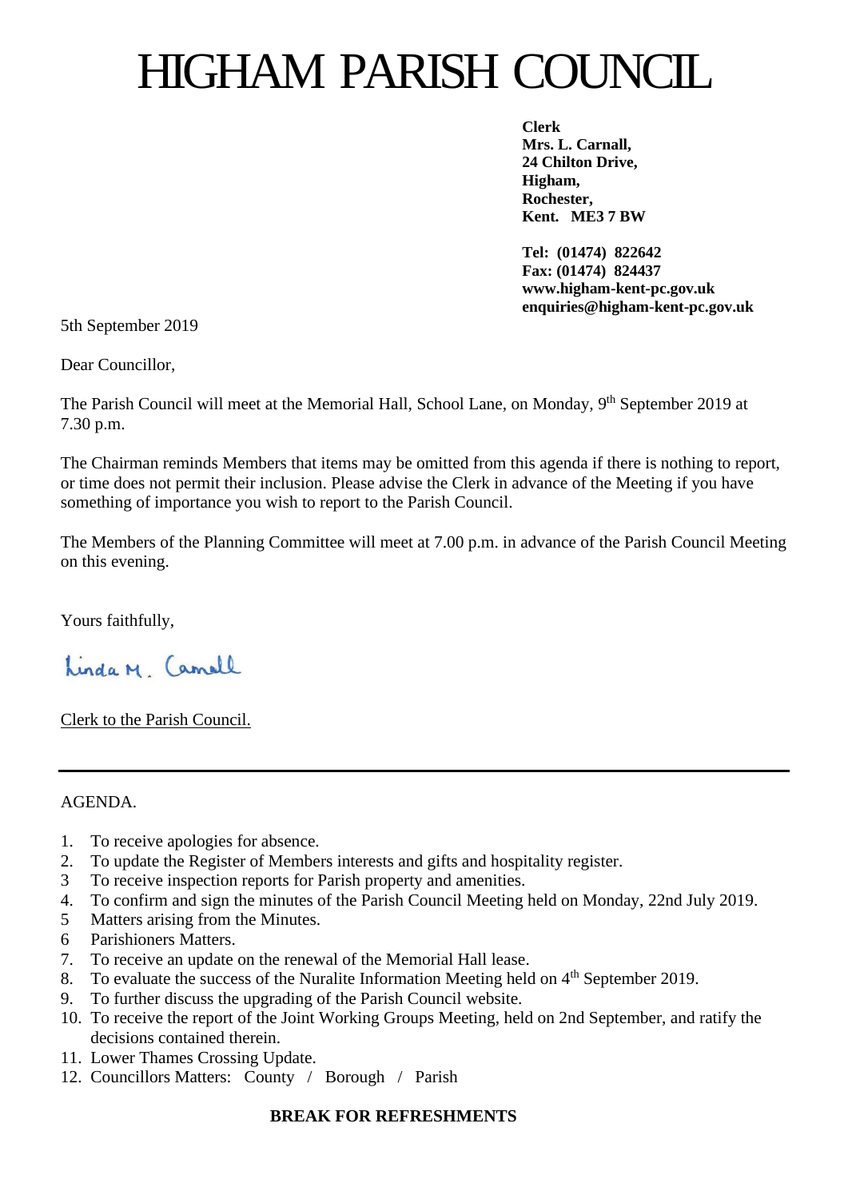# HIGHAM PARISH COUNCIL

**Clerk**
**Mrs. L. Carnall,**
**24 Chilton Drive,**
**Higham,**
**Rochester,**
**Kent. ME3 7 BW**

**Tel: (01474) 822642**
**Fax: (01474) 824437**
**www.higham-kent-pc.gov.uk**
**enquiries@higham-kent-pc.gov.uk**

5th September 2019

Dear Councillor,

The Parish Council will meet at the Memorial Hall, School Lane, on Monday, 9th September 2019 at 7.30 p.m.

The Chairman reminds Members that items may be omitted from this agenda if there is nothing to report, or time does not permit their inclusion. Please advise the Clerk in advance of the Meeting if you have something of importance you wish to report to the Parish Council.

The Members of the Planning Committee will meet at 7.00 p.m. in advance of the Parish Council Meeting on this evening.

Yours faithfully,

Linda M. Carnall

Clerk to the Parish Council.

---

AGENDA.

1. To receive apologies for absence.
2. To update the Register of Members interests and gifts and hospitality register.
3. To receive inspection reports for Parish property and amenities.
4. To confirm and sign the minutes of the Parish Council Meeting held on Monday, 22nd July 2019.
5. Matters arising from the Minutes.
6. Parishioners Matters.
7. To receive an update on the renewal of the Memorial Hall lease.
8. To evaluate the success of the Nuralite Information Meeting held on 4th September 2019.
9. To further discuss the upgrading of the Parish Council website.
10. To receive the report of the Joint Working Groups Meeting, held on 2nd September, and ratify the decisions contained therein.
11. Lower Thames Crossing Update.
12. Councillors Matters: County / Borough / Parish

**BREAK FOR REFRESHMENTS**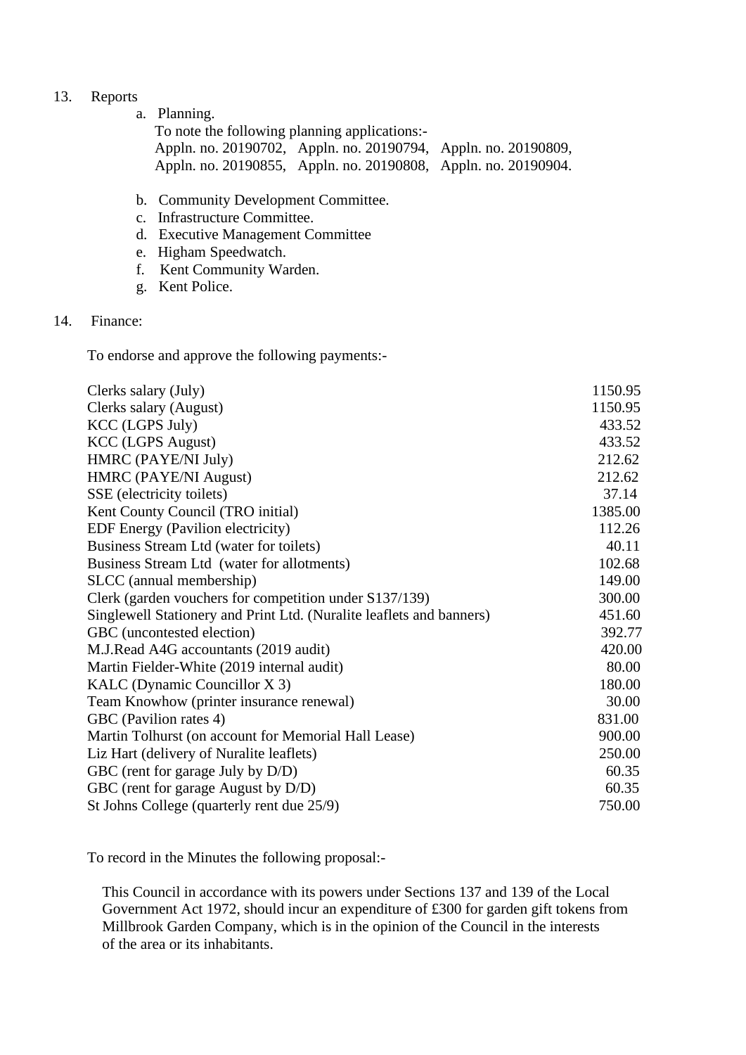13. Reports

   a. Planning.
      To note the following planning applications:-
      Appln. no. 20190702, Appln. no. 20190794, Appln. no. 20190809,
      Appln. no. 20190855, Appln. no. 20190808, Appln. no. 20190904.

   b. Community Development Committee.
   c. Infrastructure Committee.
   d. Executive Management Committee
   e. Higham Speedwatch.
   f. Kent Community Warden.
   g. Kent Police.

14. Finance:

To endorse and approve the following payments:-

| | |
|---|---:|
| Clerks salary (July) | 1150.95 |
| Clerks salary (August) | 1150.95 |
| KCC (LGPS July) | 433.52 |
| KCC (LGPS August) | 433.52 |
| HMRC (PAYE/NI July) | 212.62 |
| HMRC (PAYE/NI August) | 212.62 |
| SSE (electricity toilets) | 37.14 |
| Kent County Council (TRO initial) | 1385.00 |
| EDF Energy (Pavilion electricity) | 112.26 |
| Business Stream Ltd (water for toilets) | 40.11 |
| Business Stream Ltd (water for allotments) | 102.68 |
| SLCC (annual membership) | 149.00 |
| Clerk (garden vouchers for competition under S137/139) | 300.00 |
| Singlewell Stationery and Print Ltd. (Nuralite leaflets and banners) | 451.60 |
| GBC (uncontested election) | 392.77 |
| M.J.Read A4G accountants (2019 audit) | 420.00 |
| Martin Fielder-White (2019 internal audit) | 80.00 |
| KALC (Dynamic Councillor X 3) | 180.00 |
| Team Knowhow (printer insurance renewal) | 30.00 |
| GBC (Pavilion rates 4) | 831.00 |
| Martin Tolhurst (on account for Memorial Hall Lease) | 900.00 |
| Liz Hart (delivery of Nuralite leaflets) | 250.00 |
| GBC (rent for garage July by D/D) | 60.35 |
| GBC (rent for garage August by D/D) | 60.35 |
| St Johns College (quarterly rent due 25/9) | 750.00 |

To record in the Minutes the following proposal:-

This Council in accordance with its powers under Sections 137 and 139 of the Local Government Act 1972, should incur an expenditure of £300 for garden gift tokens from Millbrook Garden Company, which is in the opinion of the Council in the interests of the area or its inhabitants.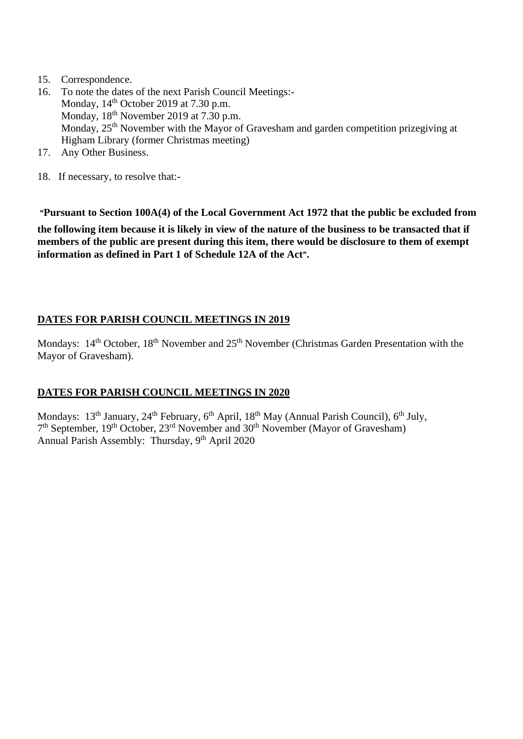15. Correspondence.
16. To note the dates of the next Parish Council Meetings:-
    Monday, 14th October 2019 at 7.30 p.m.
    Monday, 18th November 2019 at 7.30 p.m.
    Monday, 25th November with the Mayor of Gravesham and garden competition prizegiving at Higham Library (former Christmas meeting)
17. Any Other Business.
18. If necessary, to resolve that:-

**"Pursuant to Section 100A(4) of the Local Government Act 1972 that the public be excluded from the following item because it is likely in view of the nature of the business to be transacted that if members of the public are present during this item, there would be disclosure to them of exempt information as defined in Part 1 of Schedule 12A of the Act".**

## DATES FOR PARISH COUNCIL MEETINGS IN 2019

Mondays: 14th October, 18th November and 25th November (Christmas Garden Presentation with the Mayor of Gravesham).

## DATES FOR PARISH COUNCIL MEETINGS IN 2020

Mondays: 13th January, 24th February, 6th April, 18th May (Annual Parish Council), 6th July, 7th September, 19th October, 23rd November and 30th November (Mayor of Gravesham)
Annual Parish Assembly: Thursday, 9th April 2020